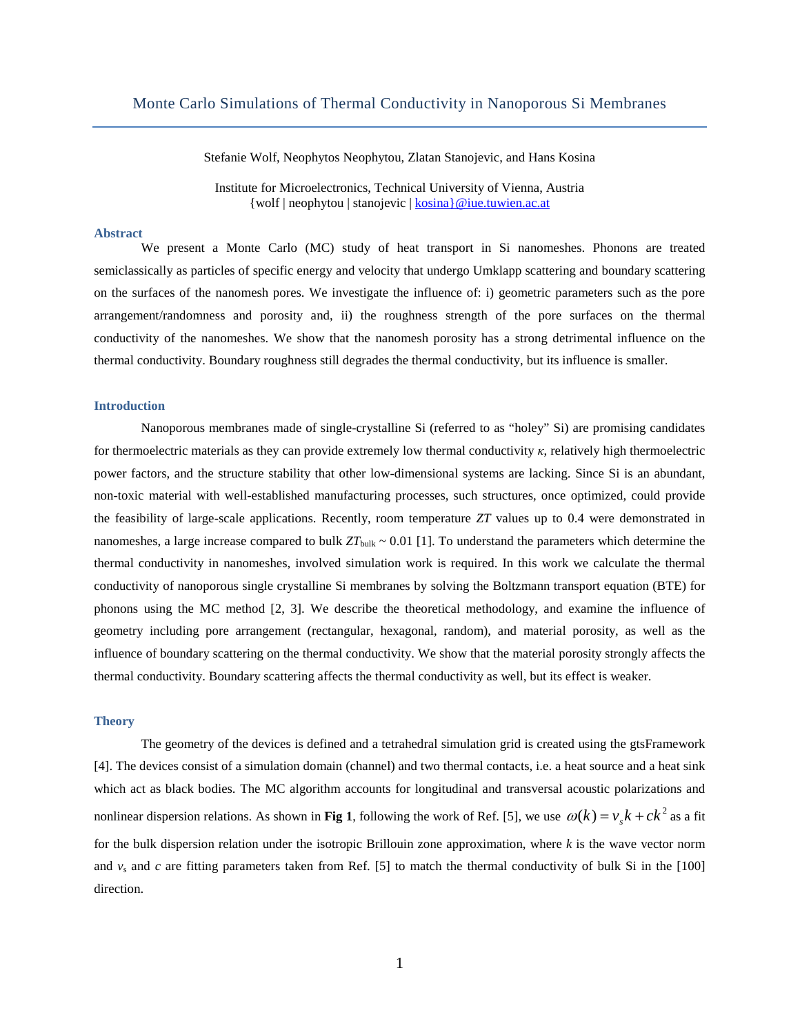# Monte Carlo Simulations of Thermal Conductivity in Nanoporous Si Membranes

Stefanie Wolf, Neophytos Neophytou, Zlatan Stanojevic, and Hans Kosina

Institute for Microelectronics, Technical University of Vienna, Austria
{wolf | neophytou | stanojevic | kosina}@iue.tuwien.ac.at

## Abstract

We present a Monte Carlo (MC) study of heat transport in Si nanomeshes. Phonons are treated semiclassically as particles of specific energy and velocity that undergo Umklapp scattering and boundary scattering on the surfaces of the nanomesh pores. We investigate the influence of: i) geometric parameters such as the pore arrangement/randomness and porosity and, ii) the roughness strength of the pore surfaces on the thermal conductivity of the nanomeshes. We show that the nanomesh porosity has a strong detrimental influence on the thermal conductivity. Boundary roughness still degrades the thermal conductivity, but its influence is smaller.

## Introduction

Nanoporous membranes made of single-crystalline Si (referred to as "holey" Si) are promising candidates for thermoelectric materials as they can provide extremely low thermal conductivity $\kappa$, relatively high thermoelectric power factors, and the structure stability that other low-dimensional systems are lacking. Since Si is an abundant, non-toxic material with well-established manufacturing processes, such structures, once optimized, could provide the feasibility of large-scale applications. Recently, room temperature $ZT$ values up to 0.4 were demonstrated in nanomeshes, a large increase compared to bulk $ZT_{\mathrm{bulk}} \sim 0.01$ [1]. To understand the parameters which determine the thermal conductivity in nanomeshes, involved simulation work is required. In this work we calculate the thermal conductivity of nanoporous single crystalline Si membranes by solving the Boltzmann transport equation (BTE) for phonons using the MC method [2, 3]. We describe the theoretical methodology, and examine the influence of geometry including pore arrangement (rectangular, hexagonal, random), and material porosity, as well as the influence of boundary scattering on the thermal conductivity. We show that the material porosity strongly affects the thermal conductivity. Boundary scattering affects the thermal conductivity as well, but its effect is weaker.

## Theory

The geometry of the devices is defined and a tetrahedral simulation grid is created using the gtsFramework [4]. The devices consist of a simulation domain (channel) and two thermal contacts, i.e. a heat source and a heat sink which act as black bodies. The MC algorithm accounts for longitudinal and transversal acoustic polarizations and nonlinear dispersion relations. As shown in **Fig 1**, following the work of Ref. [5], we use $\omega(k) = v_s k + c k^2$ as a fit for the bulk dispersion relation under the isotropic Brillouin zone approximation, where $k$ is the wave vector norm and $v_s$ and $c$ are fitting parameters taken from Ref. [5] to match the thermal conductivity of bulk Si in the [100] direction.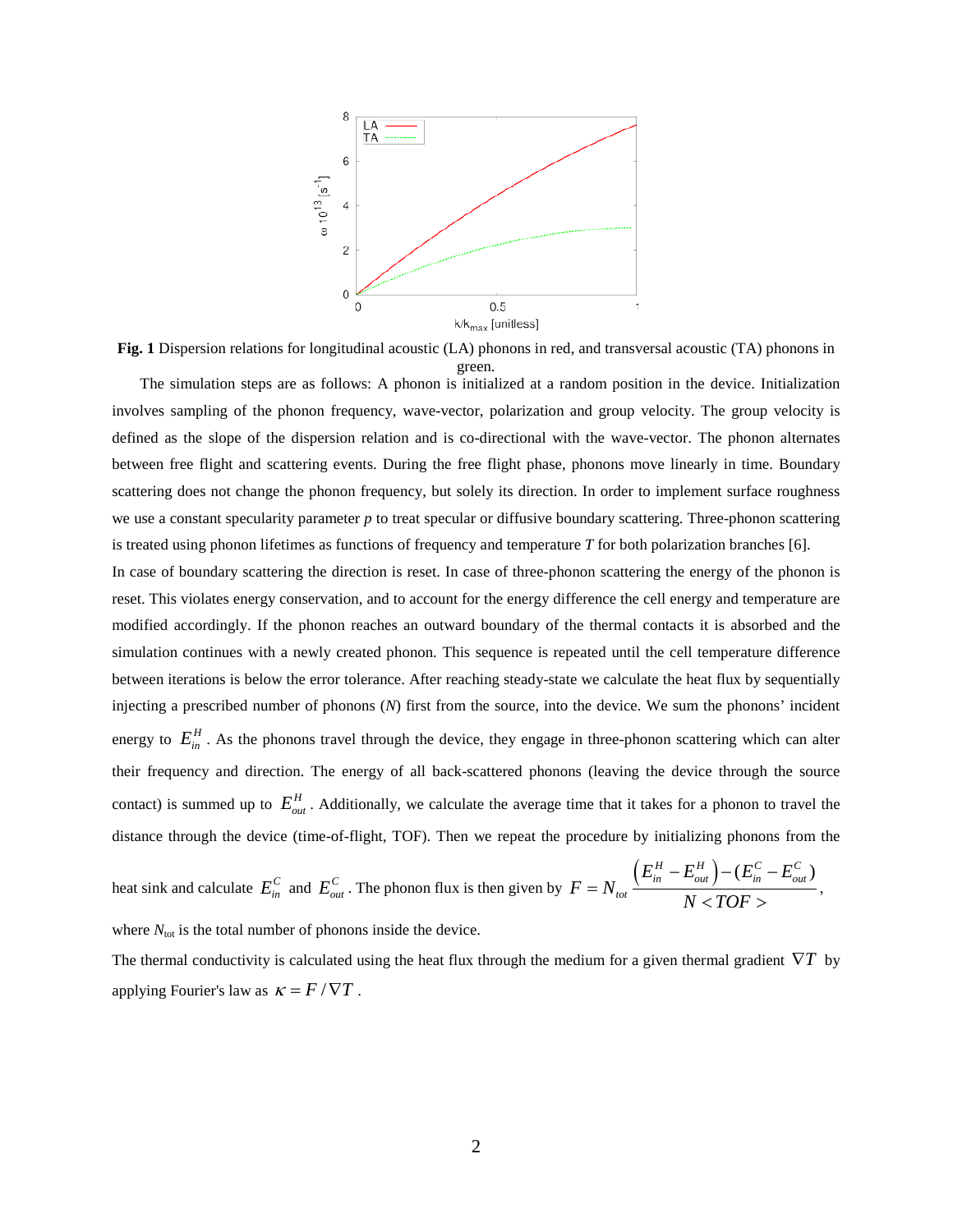**Fig. 1** Dispersion relations for longitudinal acoustic (LA) phonons in red, and transversal acoustic (TA) phonons in green.

The simulation steps are as follows: A phonon is initialized at a random position in the device. Initialization involves sampling of the phonon frequency, wave-vector, polarization and group velocity. The group velocity is defined as the slope of the dispersion relation and is co-directional with the wave-vector. The phonon alternates between free flight and scattering events. During the free flight phase, phonons move linearly in time. Boundary scattering does not change the phonon frequency, but solely its direction. In order to implement surface roughness we use a constant specularity parameter $p$ to treat specular or diffusive boundary scattering. Three-phonon scattering is treated using phonon lifetimes as functions of frequency and temperature $T$ for both polarization branches [6].

In case of boundary scattering the direction is reset. In case of three-phonon scattering the energy of the phonon is reset. This violates energy conservation, and to account for the energy difference the cell energy and temperature are modified accordingly. If the phonon reaches an outward boundary of the thermal contacts it is absorbed and the simulation continues with a newly created phonon. This sequence is repeated until the cell temperature difference between iterations is below the error tolerance. After reaching steady-state we calculate the heat flux by sequentially injecting a prescribed number of phonons ($N$) first from the source, into the device. We sum the phonons' incident energy to $E_{in}^{H}$. As the phonons travel through the device, they engage in three-phonon scattering which can alter their frequency and direction. The energy of all back-scattered phonons (leaving the device through the source contact) is summed up to $E_{out}^{H}$. Additionally, we calculate the average time that it takes for a phonon to travel the distance through the device (time-of-flight, TOF). Then we repeat the procedure by initializing phonons from the heat sink and calculate $E_{in}^{C}$ and $E_{out}^{C}$. The phonon flux is then given by $F = N_{tot} \dfrac{\left(E_{in}^{H} - E_{out}^{H}\right) - (E_{in}^{C} - E_{out}^{C})}{N < TOF >}$, where $N_{tot}$ is the total number of phonons inside the device.

The thermal conductivity is calculated using the heat flux through the medium for a given thermal gradient $\nabla T$ by applying Fourier's law as $\kappa = F / \nabla T$.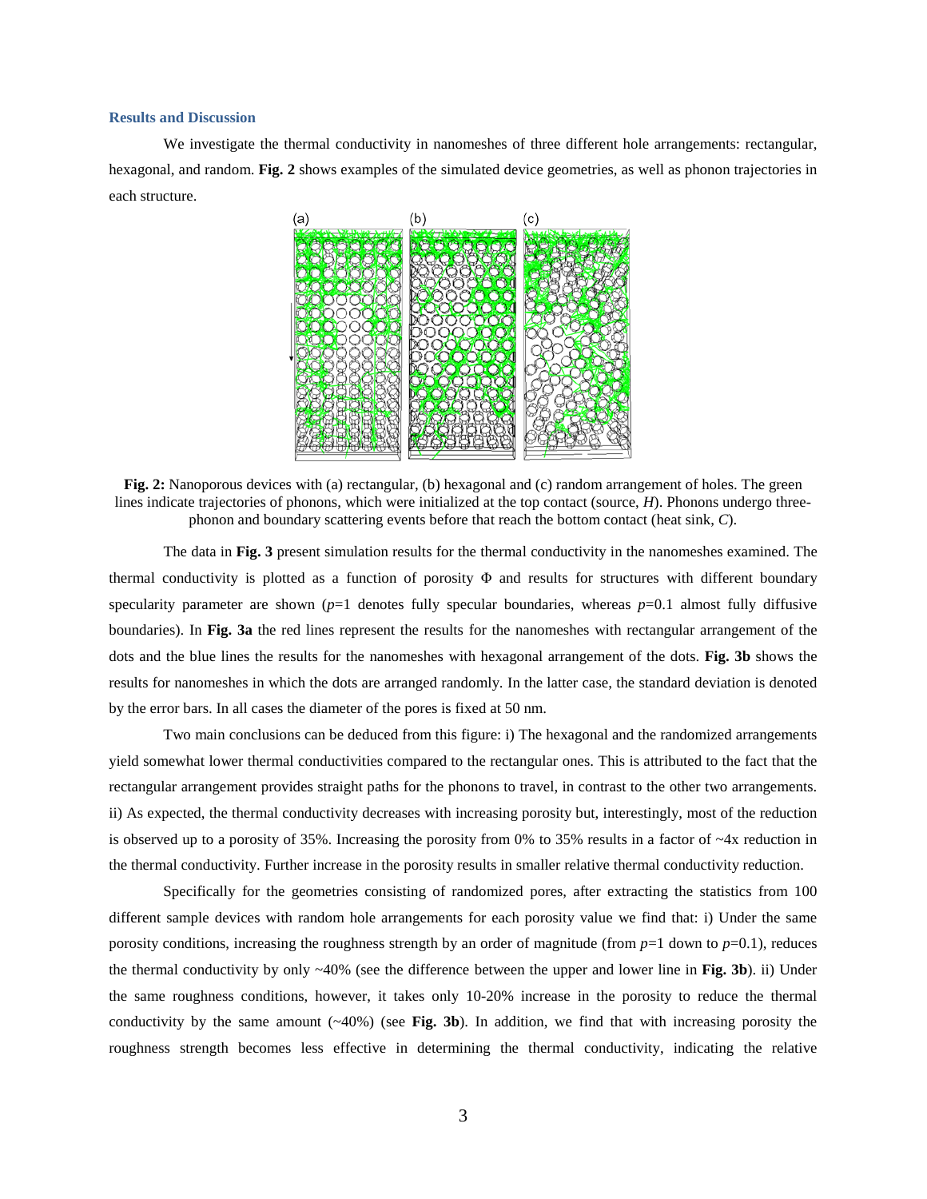### Results and Discussion

We investigate the thermal conductivity in nanomeshes of three different hole arrangements: rectangular, hexagonal, and random. **Fig. 2** shows examples of the simulated device geometries, as well as phonon trajectories in each structure.

**Fig. 2:** Nanoporous devices with (a) rectangular, (b) hexagonal and (c) random arrangement of holes. The green lines indicate trajectories of phonons, which were initialized at the top contact (source, *H*). Phonons undergo three-phonon and boundary scattering events before that reach the bottom contact (heat sink, *C*).

The data in **Fig. 3** present simulation results for the thermal conductivity in the nanomeshes examined. The thermal conductivity is plotted as a function of porosity $\Phi$ and results for structures with different boundary specularity parameter are shown ($p$=1 denotes fully specular boundaries, whereas $p$=0.1 almost fully diffusive boundaries). In **Fig. 3a** the red lines represent the results for the nanomeshes with rectangular arrangement of the dots and the blue lines the results for the nanomeshes with hexagonal arrangement of the dots. **Fig. 3b** shows the results for nanomeshes in which the dots are arranged randomly. In the latter case, the standard deviation is denoted by the error bars. In all cases the diameter of the pores is fixed at 50 nm.

Two main conclusions can be deduced from this figure: i) The hexagonal and the randomized arrangements yield somewhat lower thermal conductivities compared to the rectangular ones. This is attributed to the fact that the rectangular arrangement provides straight paths for the phonons to travel, in contrast to the other two arrangements. ii) As expected, the thermal conductivity decreases with increasing porosity but, interestingly, most of the reduction is observed up to a porosity of 35%. Increasing the porosity from 0% to 35% results in a factor of ~4x reduction in the thermal conductivity. Further increase in the porosity results in smaller relative thermal conductivity reduction.

Specifically for the geometries consisting of randomized pores, after extracting the statistics from 100 different sample devices with random hole arrangements for each porosity value we find that: i) Under the same porosity conditions, increasing the roughness strength by an order of magnitude (from $p$=1 down to $p$=0.1), reduces the thermal conductivity by only ~40% (see the difference between the upper and lower line in **Fig. 3b**). ii) Under the same roughness conditions, however, it takes only 10-20% increase in the porosity to reduce the thermal conductivity by the same amount (~40%) (see **Fig. 3b**). In addition, we find that with increasing porosity the roughness strength becomes less effective in determining the thermal conductivity, indicating the relative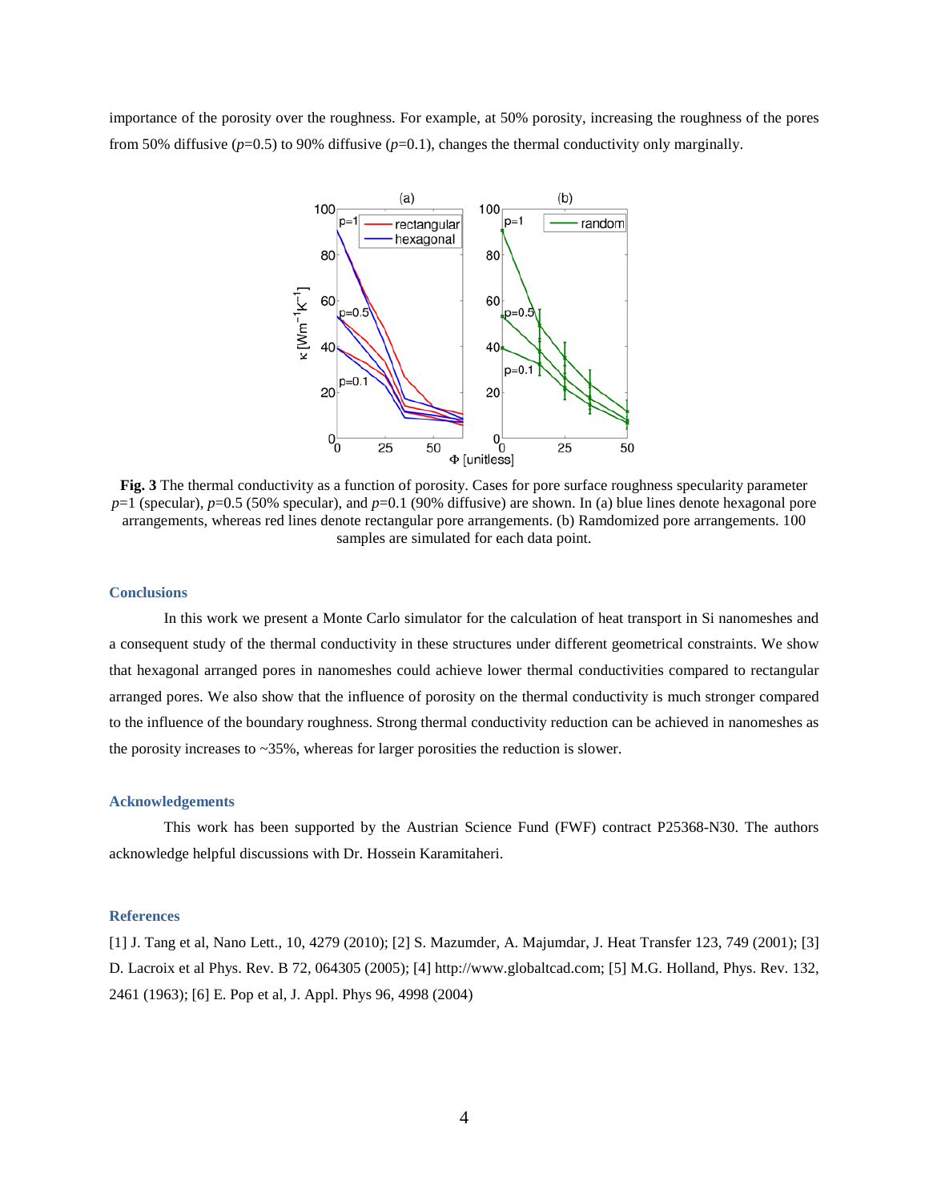importance of the porosity over the roughness. For example, at 50% porosity, increasing the roughness of the pores from 50% diffusive ($p$=0.5) to 90% diffusive ($p$=0.1), changes the thermal conductivity only marginally.

(a)

(b)

100

80

60

40

20

0

$\kappa$ [Wm$^{-1}$K$^{-1}$]

p=1

p=0.5

p=0.1

rectangular

hexagonal

random

0 25 50

$\Phi$ [unitless]

**Fig. 3** The thermal conductivity as a function of porosity. Cases for pore surface roughness specularity parameter $p$=1 (specular), $p$=0.5 (50% specular), and $p$=0.1 (90% diffusive) are shown. In (a) blue lines denote hexagonal pore arrangements, whereas red lines denote rectangular pore arrangements. (b) Ramdomized pore arrangements. 100 samples are simulated for each data point.

## Conclusions

In this work we present a Monte Carlo simulator for the calculation of heat transport in Si nanomeshes and a consequent study of the thermal conductivity in these structures under different geometrical constraints. We show that hexagonal arranged pores in nanomeshes could achieve lower thermal conductivities compared to rectangular arranged pores. We also show that the influence of porosity on the thermal conductivity is much stronger compared to the influence of the boundary roughness. Strong thermal conductivity reduction can be achieved in nanomeshes as the porosity increases to ~35%, whereas for larger porosities the reduction is slower.

## Acknowledgements

This work has been supported by the Austrian Science Fund (FWF) contract P25368-N30. The authors acknowledge helpful discussions with Dr. Hossein Karamitaheri.

## References

[1] J. Tang et al, Nano Lett., 10, 4279 (2010); [2] S. Mazumder, A. Majumdar, J. Heat Transfer 123, 749 (2001); [3] D. Lacroix et al Phys. Rev. B 72, 064305 (2005); [4] http://www.globaltcad.com; [5] M.G. Holland, Phys. Rev. 132, 2461 (1963); [6] E. Pop et al, J. Appl. Phys 96, 4998 (2004)